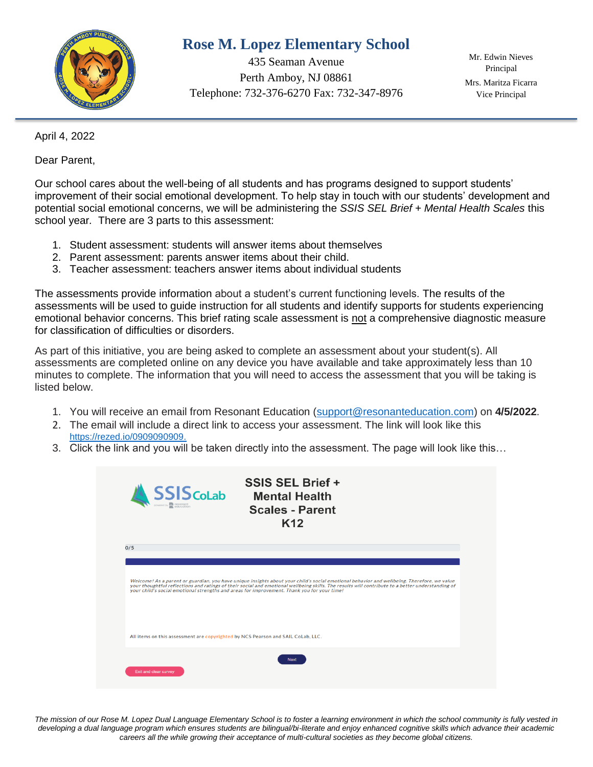# Rose M. Lopez Elementary School

435 Seaman Avenue
Perth Amboy, NJ 08861
Telephone: 732-376-6270 Fax: 732-347-8976

Mr. Edwin Nieves
Principal

Mrs. Maritza Ficarra
Vice Principal

---

April 4, 2022

Dear Parent,

Our school cares about the well-being of all students and has programs designed to support students' improvement of their social emotional development. To help stay in touch with our students' development and potential social emotional concerns, we will be administering the *SSIS SEL Brief + Mental Health Scales* this school year. There are 3 parts to this assessment:

1. Student assessment: students will answer items about themselves
2. Parent assessment: parents answer items about their child.
3. Teacher assessment: teachers answer items about individual students

The assessments provide information about a student's current functioning levels. The results of the assessments will be used to guide instruction for all students and identify supports for students experiencing emotional behavior concerns. This brief rating scale assessment is <u>not</u> a comprehensive diagnostic measure for classification of difficulties or disorders.

As part of this initiative, you are being asked to complete an assessment about your student(s). All assessments are completed online on any device you have available and take approximately less than 10 minutes to complete. The information that you will need to access the assessment that you will be taking is listed below.

1. You will receive an email from Resonant Education (support@resonanteducation.com) on **4/5/2022**.
2. The email will include a direct link to access your assessment. The link will look like this https://rezed.io/0909090909.
3. Click the link and you will be taken directly into the assessment. The page will look like this…

SSIS CoLab

**SSIS SEL Brief + Mental Health Scales - Parent K12**

0/5

*Welcome! As a parent or guardian, you have unique insights about your child's social emotional behavior and wellbeing. Therefore, we value your thoughtful reflections and ratings of their social and emotional wellbeing skills. The results will contribute to a better understanding of your child's social emotional strengths and areas for improvement. Thank you for your time!*

All items on this assessment are copyrighted by NCS Pearson and SAIL CoLab, LLC.

Next

Exit and clear survey

*The mission of our Rose M. Lopez Dual Language Elementary School is to foster a learning environment in which the school community is fully vested in developing a dual language program which ensures students are bilingual/bi-literate and enjoy enhanced cognitive skills which advance their academic careers all the while growing their acceptance of multi-cultural societies as they become global citizens.*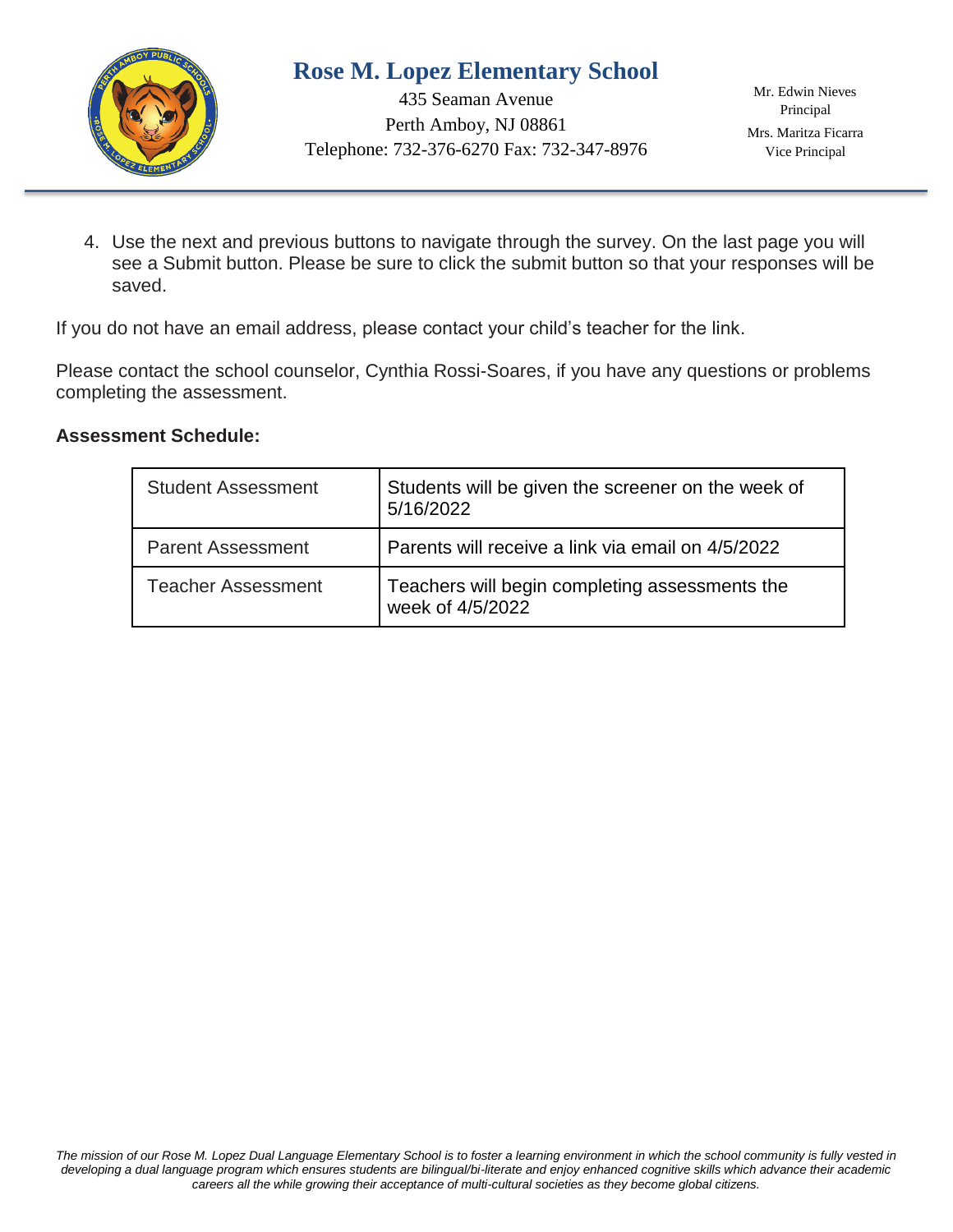4. Use the next and previous buttons to navigate through the survey. On the last page you will see a Submit button. Please be sure to click the submit button so that your responses will be saved.

If you do not have an email address, please contact your child's teacher for the link.

Please contact the school counselor, Cynthia Rossi-Soares, if you have any questions or problems completing the assessment.

**Assessment Schedule:**

| | |
|---|---|
| Student Assessment | Students will be given the screener on the week of 5/16/2022 |
| Parent Assessment | Parents will receive a link via email on 4/5/2022 |
| Teacher Assessment | Teachers will begin completing assessments the week of 4/5/2022 |